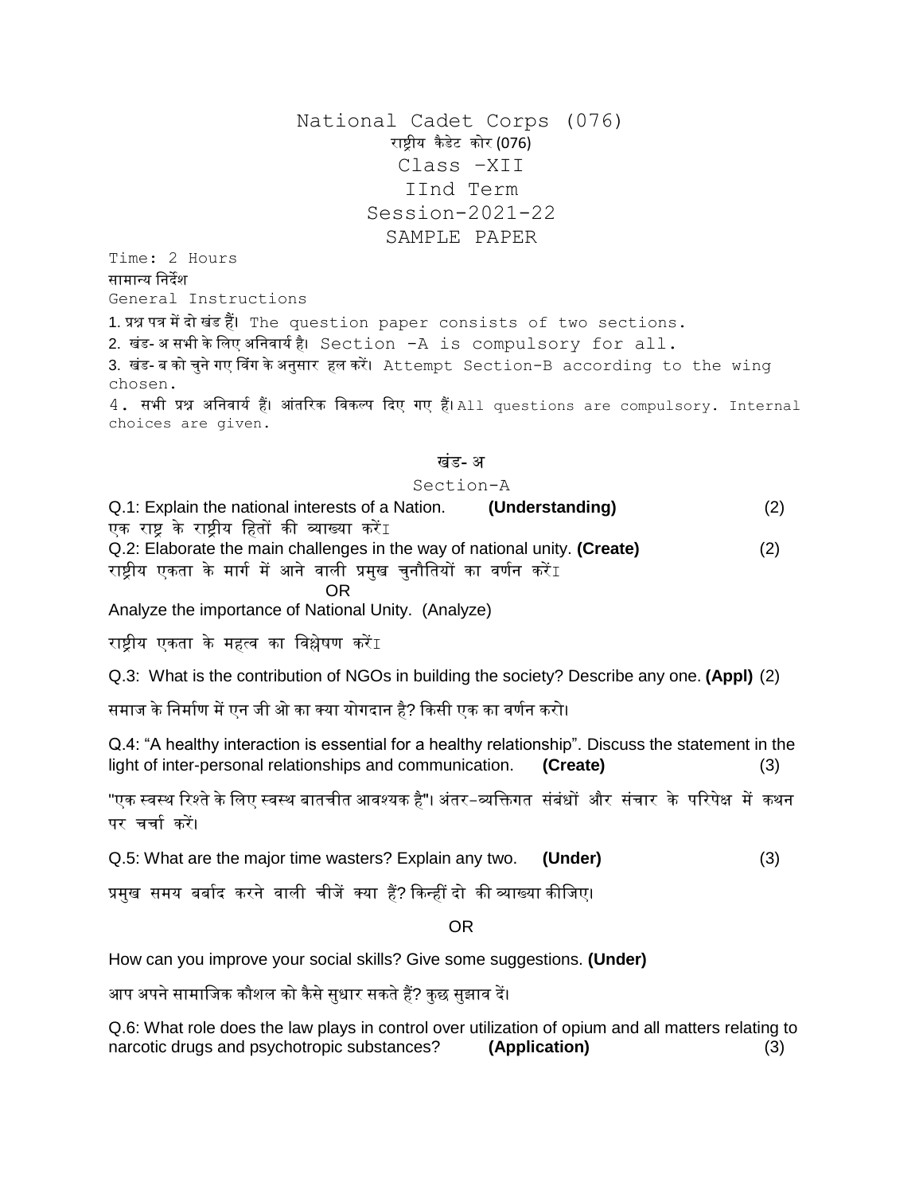# National Cadet Corps (076)

## राष्ट्रीय कैडेट कोर (076)

## Class –XII

## IInd Term

## Session-2021-22

## SAMPLE PAPER

Time: 2 Hours

सामान्य निर्देश

General Instructions

1. प्रश्न पत्र में दो खंड हैं। The question paper consists of two sections.
2. खंड- अ सभी के लिए अनिवार्य है। Section -A is compulsory for all.
3. खंड- ब को चुने गए विंग के अनुसार हल करें। Attempt Section-B according to the wing chosen.
4. सभी प्रश्न अनिवार्य हैं। आंतरिक विकल्प दिए गए हैं। All questions are compulsory. Internal choices are given.

### खंड- अ

### Section-A

Q.1: Explain the national interests of a Nation. **(Understanding)** (2)

एक राष्ट्र के राष्ट्रीय हितों की व्याख्या करेंI

Q.2: Elaborate the main challenges in the way of national unity. **(Create)** (2)

राष्ट्रीय एकता के मार्ग में आने वाली प्रमुख चुनौतियों का वर्णन करेंI

OR

Analyze the importance of National Unity. (Analyze)

राष्ट्रीय एकता के महत्व का विश्लेषण करेंI

Q.3: What is the contribution of NGOs in building the society? Describe any one. **(Appl)** (2)

समाज के निर्माण में एन जी ओ का क्या योगदान है? किसी एक का वर्णन करो।

Q.4: "A healthy interaction is essential for a healthy relationship". Discuss the statement in the light of inter-personal relationships and communication. **(Create)** (3)

"एक स्वस्थ रिश्ते के लिए स्वस्थ बातचीत आवश्यक है"। अंतर-व्यक्तिगत संबंधों और संचार के परिपेक्ष में कथन पर चर्चा करें।

Q.5: What are the major time wasters? Explain any two. **(Under)** (3)

प्रमुख समय बर्बाद करने वाली चीजें क्या हैं? किन्हीं दो की व्याख्या कीजिए।

OR

How can you improve your social skills? Give some suggestions. **(Under)**

आप अपने सामाजिक कौशल को कैसे सुधार सकते हैं? कुछ सुझाव दें।

Q.6: What role does the law plays in control over utilization of opium and all matters relating to narcotic drugs and psychotropic substances? **(Application)** (3)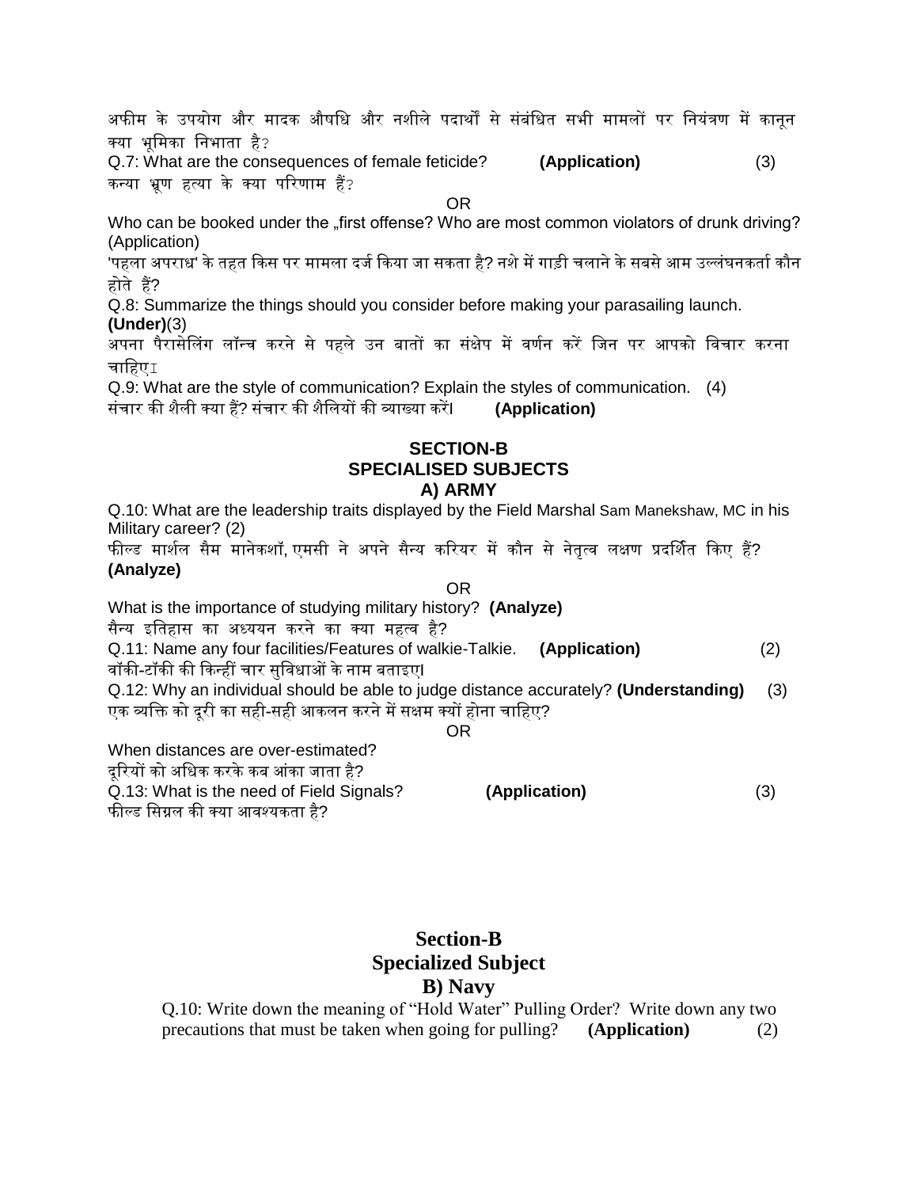अफीम के उपयोग और मादक औषधि और नशीले पदार्थों से संबंधित सभी मामलों पर नियंत्रण में कानून क्या भूमिका निभाता है?

Q.7: What are the consequences of female feticide? **(Application)** (3)

कन्या भ्रूण हत्या के क्या परिणाम हैं?

OR

Who can be booked under the „first offense? Who are most common violators of drunk driving? (Application)

'पहला अपराध' के तहत किस पर मामला दर्ज किया जा सकता है? नशे में गाड़ी चलाने के सबसे आम उल्लंघनकर्ता कौन होते हैं?

Q.8: Summarize the things should you consider before making your parasailing launch. **(Under)**(3)

अपना पैरासेलिंग लॉन्च करने से पहले उन बातों का संक्षेप में वर्णन करें जिन पर आपको विचार करना चाहिए।

Q.9: What are the style of communication? Explain the styles of communication. (4)

संचार की शैली क्या हैं? संचार की शैलियों की व्याख्या करें। **(Application)**

## SECTION-B
## SPECIALISED SUBJECTS
### A) ARMY

Q.10: What are the leadership traits displayed by the Field Marshal Sam Manekshaw, MC in his Military career? (2)

फील्ड मार्शल सैम मानेकशॉ, एमसी ने अपने सैन्य करियर में कौन से नेतृत्व लक्षण प्रदर्शित किए हैं? **(Analyze)**

OR

What is the importance of studying military history? **(Analyze)**

सैन्य इतिहास का अध्ययन करने का क्या महत्व है?

Q.11: Name any four facilities/Features of walkie-Talkie. **(Application)** (2)

वॉकी-टॉकी की किन्हीं चार सुविधाओं के नाम बताइए।

Q.12: Why an individual should be able to judge distance accurately? **(Understanding)** (3)

एक व्यक्ति को दूरी का सही-सही आकलन करने में सक्षम क्यों होना चाहिए?

OR

When distances are over-estimated?

दूरियों को अधिक करके कब आंका जाता है?

Q.13: What is the need of Field Signals? **(Application)** (3)

फील्ड सिग्नल की क्या आवश्यकता है?

## Section-B
## Specialized Subject
### B) Navy

Q.10: Write down the meaning of "Hold Water" Pulling Order? Write down any two precautions that must be taken when going for pulling? **(Application)** (2)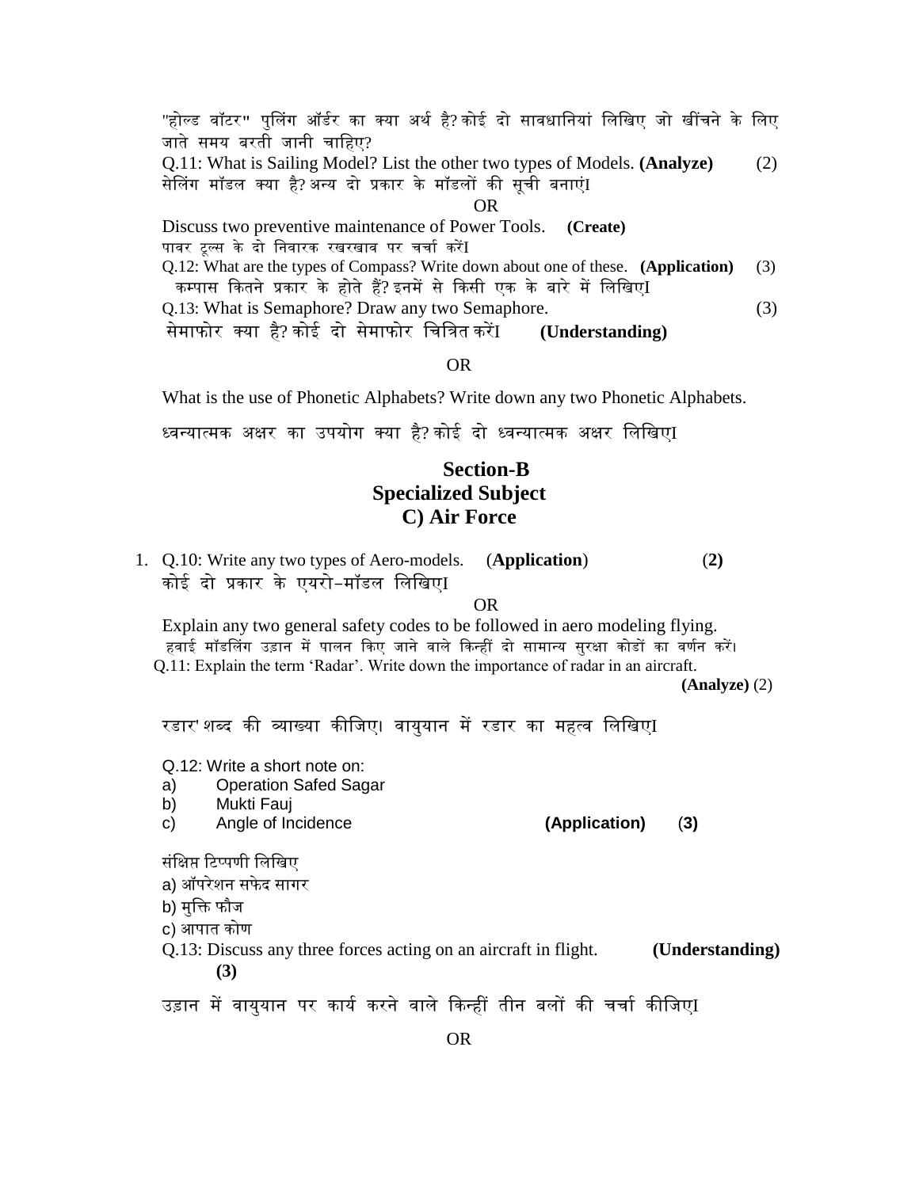"होल्ड वॉटर" पुलिंग ऑर्डर का क्या अर्थ है? कोई दो सावधानियां लिखिए जो खींचने के लिए जाते समय बरती जानी चाहिए?

Q.11: What is Sailing Model? List the other two types of Models. **(Analyze)** (2)
सेलिंग मॉडल क्या है? अन्य दो प्रकार के मॉडलों की सूची बनाएंI

OR

Discuss two preventive maintenance of Power Tools. **(Create)**
पावर टूल्स के दो निवारक रखरखाव पर चर्चा करेंI

Q.12: What are the types of Compass? Write down about one of these. **(Application)** (3)
कम्पास कितने प्रकार के होते हैं? इनमें से किसी एक के बारे में लिखिएI

Q.13: What is Semaphore? Draw any two Semaphore. (3)
सेमाफोर क्या है? कोई दो सेमाफोर चित्रित करेंI **(Understanding)**

OR

What is the use of Phonetic Alphabets? Write down any two Phonetic Alphabets.

ध्वन्यात्मक अक्षर का उपयोग क्या है? कोई दो ध्वन्यात्मक अक्षर लिखिएI

## Section-B
## Specialized Subject
## C) Air Force

1. Q.10: Write any two types of Aero-models. (**Application**) (**2**)
कोई दो प्रकार के एयरो-मॉडल लिखिएI

OR

Explain any two general safety codes to be followed in aero modeling flying.
हवाई मॉडलिंग उड़ान में पालन किए जाने वाले किन्हीं दो सामान्य सुरक्षा कोडों का वर्णन करें।

Q.11: Explain the term 'Radar'. Write down the importance of radar in an aircraft. **(Analyze)** (2)

रडार' शब्द की व्याख्या कीजिए। वायुयान में रडार का महत्व लिखिएI

Q.12: Write a short note on:
a) Operation Safed Sagar
b) Mukti Fauj
c) Angle of Incidence **(Application)** (**3**)

संक्षिप्त टिप्पणी लिखिए
a) ऑपरेशन सफेद सागर
b) मुक्ति फौज
c) आपात कोण

Q.13: Discuss any three forces acting on an aircraft in flight. **(Understanding)** **(3)**

उड़ान में वायुयान पर कार्य करने वाले किन्हीं तीन बलों की चर्चा कीजिएI

OR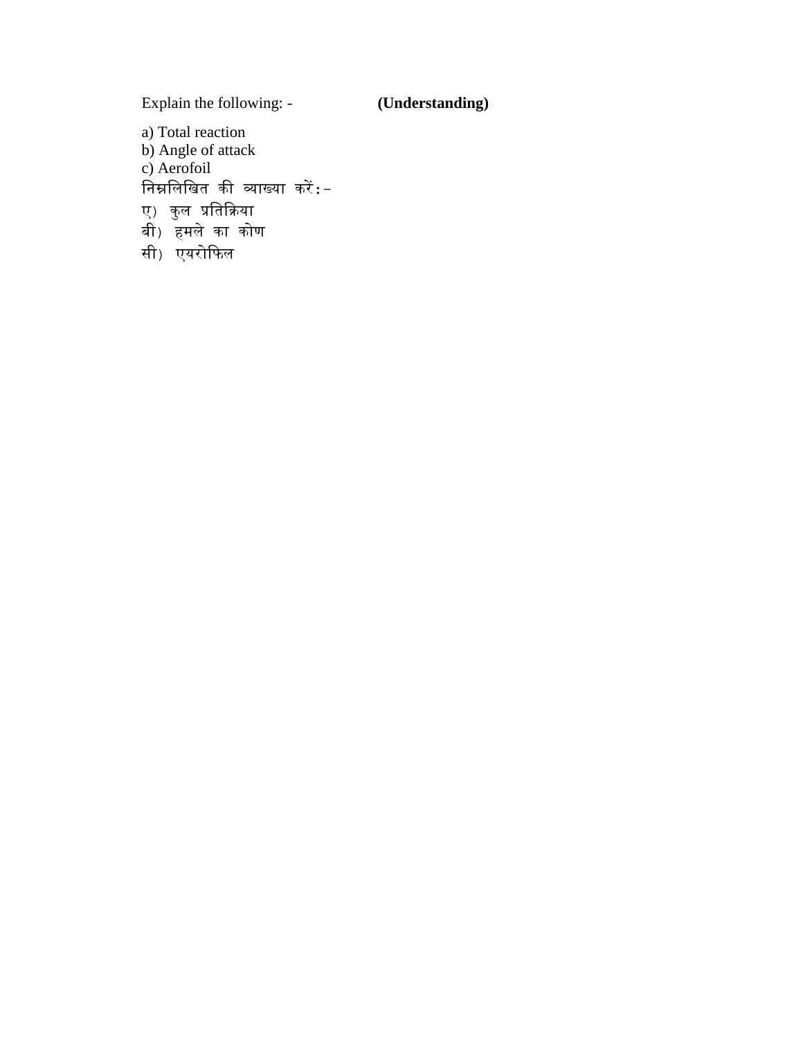Explain the following: - **(Understanding)**

a) Total reaction
b) Angle of attack
c) Aerofoil

निम्नलिखित की व्याख्या करें:–

ए) कुल प्रतिक्रिया
बी) हमले का कोण
सी) एयरोफिल